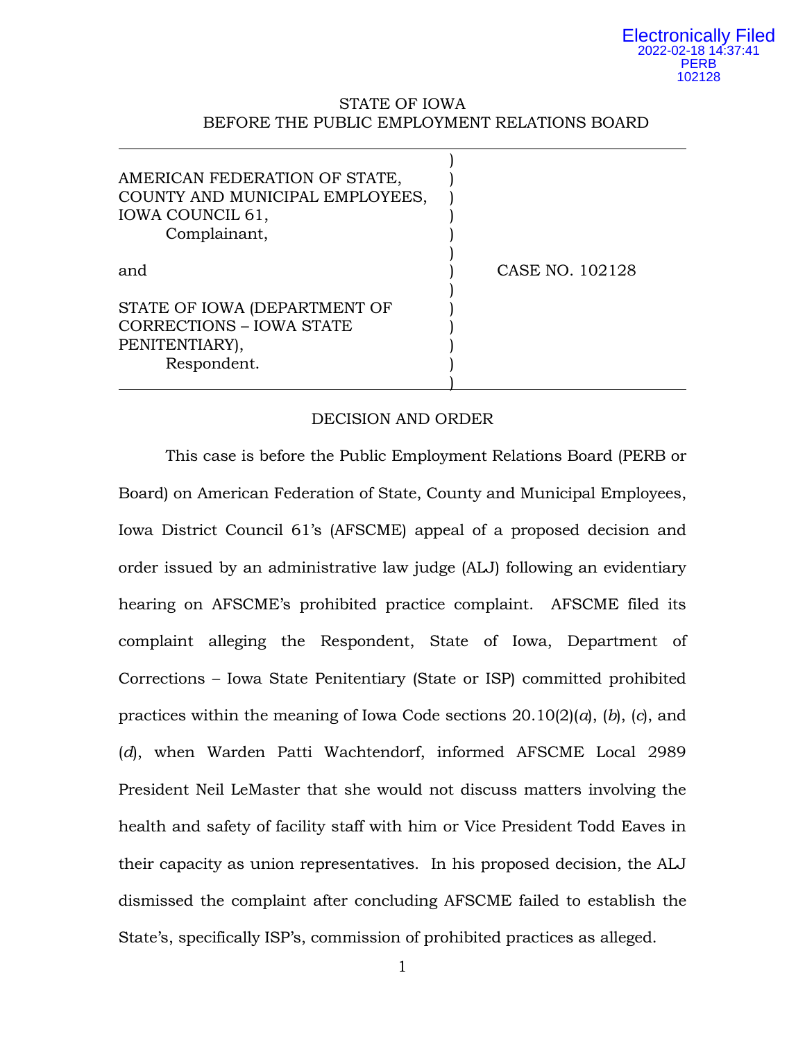Electronically Filed
2022-02-18 14:37:41
PERB
102128

STATE OF IOWA
BEFORE THE PUBLIC EMPLOYMENT RELATIONS BOARD

| | |
|---|---|
| AMERICAN FEDERATION OF STATE, COUNTY AND MUNICIPAL EMPLOYEES, IOWA COUNCIL 61, Complainant, | |
| and | CASE NO. 102128 |
| STATE OF IOWA (DEPARTMENT OF CORRECTIONS – IOWA STATE PENITENTIARY), Respondent. | |

DECISION AND ORDER

This case is before the Public Employment Relations Board (PERB or Board) on American Federation of State, County and Municipal Employees, Iowa District Council 61's (AFSCME) appeal of a proposed decision and order issued by an administrative law judge (ALJ) following an evidentiary hearing on AFSCME's prohibited practice complaint. AFSCME filed its complaint alleging the Respondent, State of Iowa, Department of Corrections – Iowa State Penitentiary (State or ISP) committed prohibited practices within the meaning of Iowa Code sections 20.10(2)(*a*), (*b*), (*c*), and (*d*), when Warden Patti Wachtendorf, informed AFSCME Local 2989 President Neil LeMaster that she would not discuss matters involving the health and safety of facility staff with him or Vice President Todd Eaves in their capacity as union representatives. In his proposed decision, the ALJ dismissed the complaint after concluding AFSCME failed to establish the State's, specifically ISP's, commission of prohibited practices as alleged.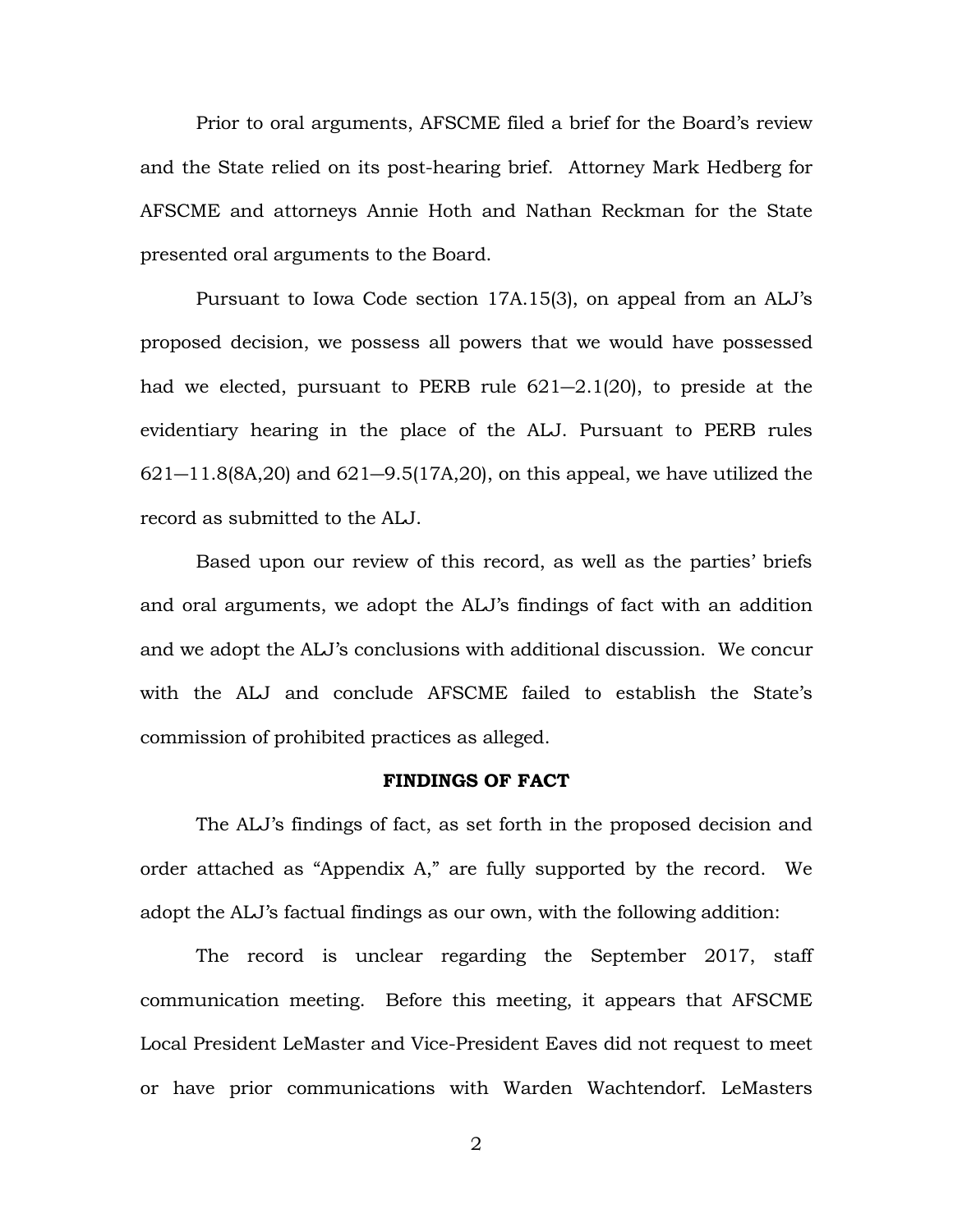Prior to oral arguments, AFSCME filed a brief for the Board's review and the State relied on its post-hearing brief. Attorney Mark Hedberg for AFSCME and attorneys Annie Hoth and Nathan Reckman for the State presented oral arguments to the Board.

Pursuant to Iowa Code section 17A.15(3), on appeal from an ALJ's proposed decision, we possess all powers that we would have possessed had we elected, pursuant to PERB rule 621—2.1(20), to preside at the evidentiary hearing in the place of the ALJ. Pursuant to PERB rules 621—11.8(8A,20) and 621—9.5(17A,20), on this appeal, we have utilized the record as submitted to the ALJ.

Based upon our review of this record, as well as the parties' briefs and oral arguments, we adopt the ALJ's findings of fact with an addition and we adopt the ALJ's conclusions with additional discussion. We concur with the ALJ and conclude AFSCME failed to establish the State's commission of prohibited practices as alleged.

## FINDINGS OF FACT

The ALJ's findings of fact, as set forth in the proposed decision and order attached as "Appendix A," are fully supported by the record. We adopt the ALJ's factual findings as our own, with the following addition:

The record is unclear regarding the September 2017, staff communication meeting. Before this meeting, it appears that AFSCME Local President LeMaster and Vice-President Eaves did not request to meet or have prior communications with Warden Wachtendorf. LeMasters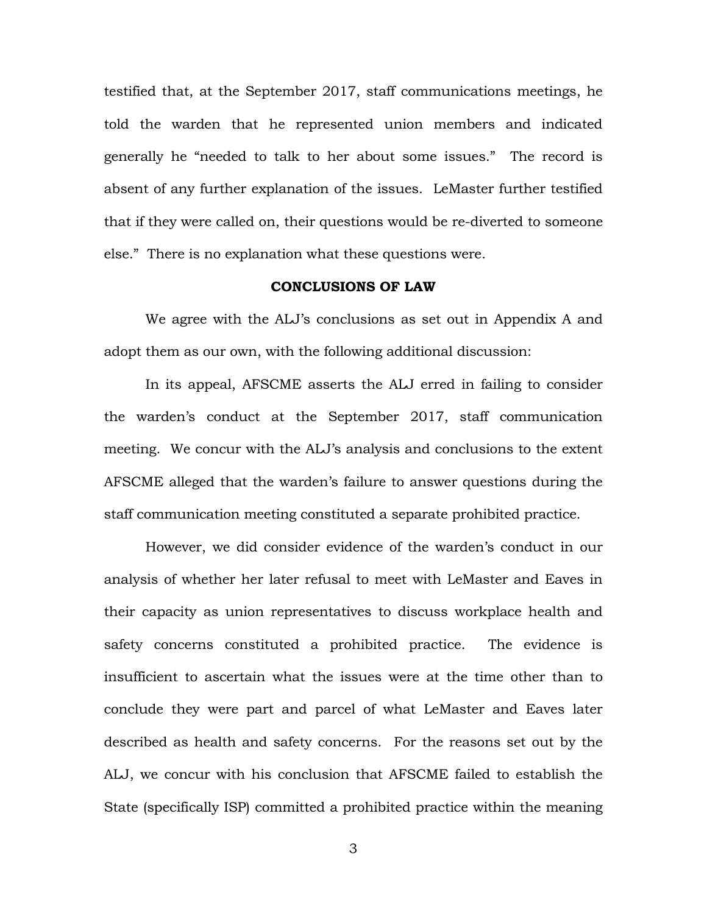testified that, at the September 2017, staff communications meetings, he told the warden that he represented union members and indicated generally he "needed to talk to her about some issues." The record is absent of any further explanation of the issues. LeMaster further testified that if they were called on, their questions would be re-diverted to someone else." There is no explanation what these questions were.

## CONCLUSIONS OF LAW

We agree with the ALJ's conclusions as set out in Appendix A and adopt them as our own, with the following additional discussion:

In its appeal, AFSCME asserts the ALJ erred in failing to consider the warden's conduct at the September 2017, staff communication meeting. We concur with the ALJ's analysis and conclusions to the extent AFSCME alleged that the warden's failure to answer questions during the staff communication meeting constituted a separate prohibited practice.

However, we did consider evidence of the warden's conduct in our analysis of whether her later refusal to meet with LeMaster and Eaves in their capacity as union representatives to discuss workplace health and safety concerns constituted a prohibited practice. The evidence is insufficient to ascertain what the issues were at the time other than to conclude they were part and parcel of what LeMaster and Eaves later described as health and safety concerns. For the reasons set out by the ALJ, we concur with his conclusion that AFSCME failed to establish the State (specifically ISP) committed a prohibited practice within the meaning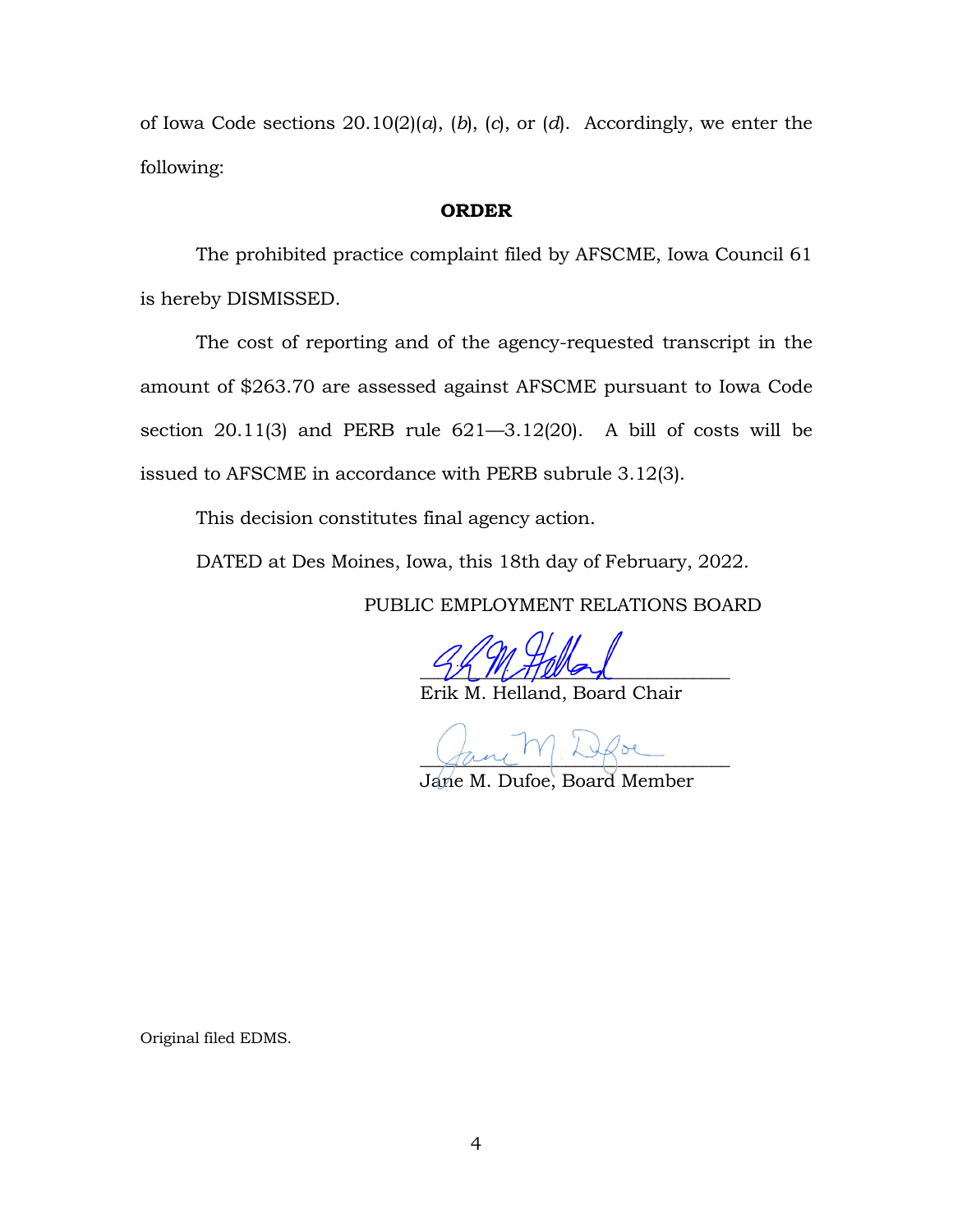of Iowa Code sections 20.10(2)(*a*), (*b*), (*c*), or (*d*). Accordingly, we enter the following:

**ORDER**

The prohibited practice complaint filed by AFSCME, Iowa Council 61 is hereby DISMISSED.

The cost of reporting and of the agency-requested transcript in the amount of $263.70 are assessed against AFSCME pursuant to Iowa Code section 20.11(3) and PERB rule 621—3.12(20). A bill of costs will be issued to AFSCME in accordance with PERB subrule 3.12(3).

This decision constitutes final agency action.

DATED at Des Moines, Iowa, this 18th day of February, 2022.

PUBLIC EMPLOYMENT RELATIONS BOARD

Erik M. Helland, Board Chair

Jane M. Dufoe, Board Member

Original filed EDMS.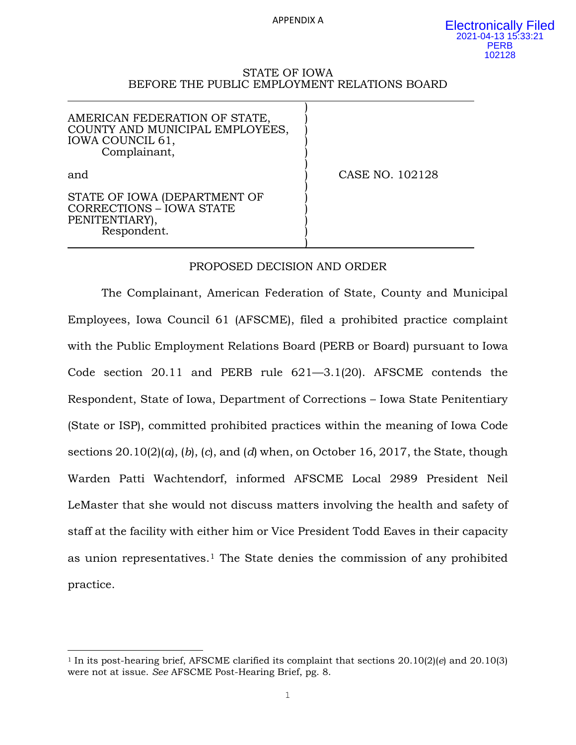APPENDIX A

Electronically Filed
2021-04-13 15:33:21
PERB
102128

STATE OF IOWA
BEFORE THE PUBLIC EMPLOYMENT RELATIONS BOARD

| | |
|---|---|
| AMERICAN FEDERATION OF STATE, COUNTY AND MUNICIPAL EMPLOYEES, IOWA COUNCIL 61, Complainant,<br><br>and<br><br>STATE OF IOWA (DEPARTMENT OF CORRECTIONS – IOWA STATE PENITENTIARY), Respondent. | CASE NO. 102128 |

PROPOSED DECISION AND ORDER

The Complainant, American Federation of State, County and Municipal Employees, Iowa Council 61 (AFSCME), filed a prohibited practice complaint with the Public Employment Relations Board (PERB or Board) pursuant to Iowa Code section 20.11 and PERB rule 621—3.1(20). AFSCME contends the Respondent, State of Iowa, Department of Corrections – Iowa State Penitentiary (State or ISP), committed prohibited practices within the meaning of Iowa Code sections 20.10(2)(*a*), (*b*), (*c*), and (*d*) when, on October 16, 2017, the State, though Warden Patti Wachtendorf, informed AFSCME Local 2989 President Neil LeMaster that she would not discuss matters involving the health and safety of staff at the facility with either him or Vice President Todd Eaves in their capacity as union representatives.[1] The State denies the commission of any prohibited practice.

---

[1] In its post-hearing brief, AFSCME clarified its complaint that sections 20.10(2)(*e*) and 20.10(3) were not at issue. *See* AFSCME Post-Hearing Brief, pg. 8.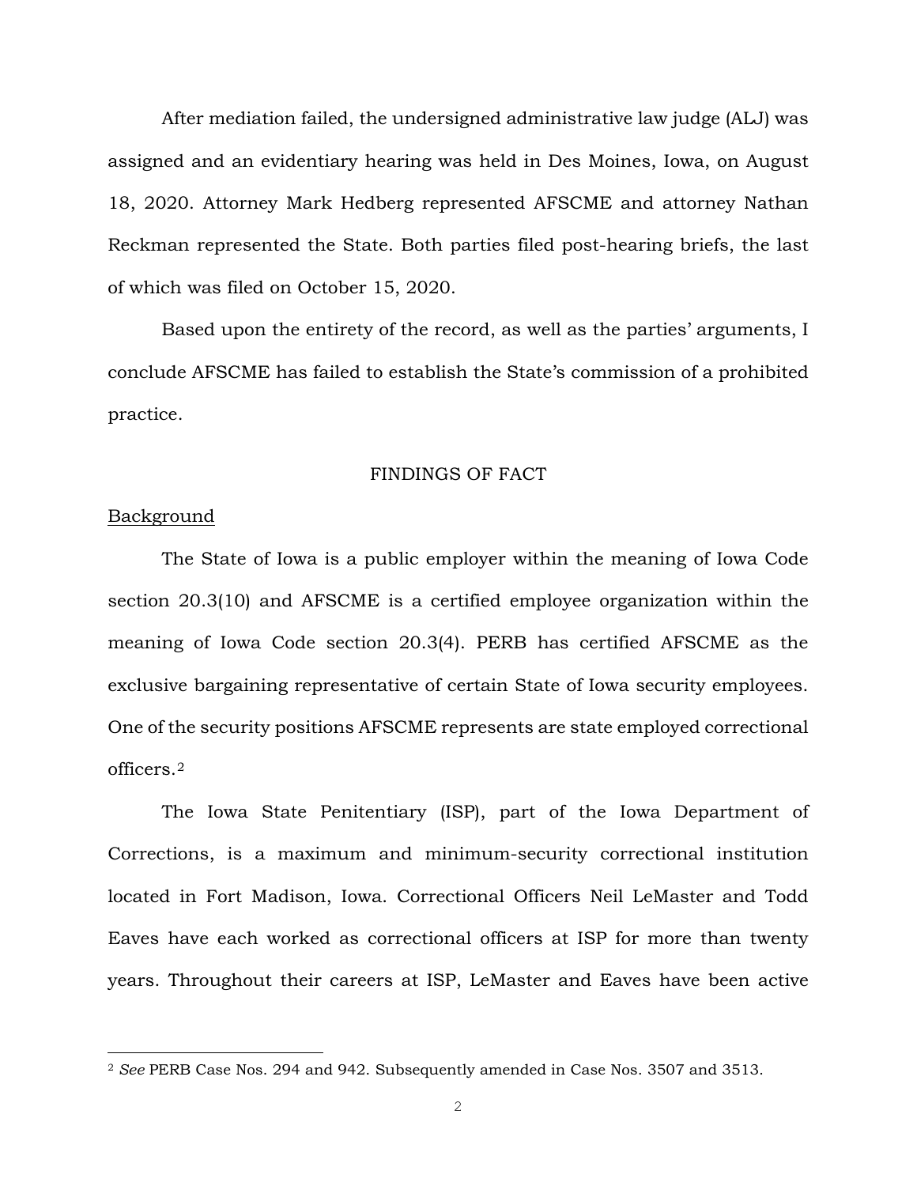After mediation failed, the undersigned administrative law judge (ALJ) was assigned and an evidentiary hearing was held in Des Moines, Iowa, on August 18, 2020. Attorney Mark Hedberg represented AFSCME and attorney Nathan Reckman represented the State. Both parties filed post-hearing briefs, the last of which was filed on October 15, 2020.

Based upon the entirety of the record, as well as the parties' arguments, I conclude AFSCME has failed to establish the State's commission of a prohibited practice.

## FINDINGS OF FACT

Background

The State of Iowa is a public employer within the meaning of Iowa Code section 20.3(10) and AFSCME is a certified employee organization within the meaning of Iowa Code section 20.3(4). PERB has certified AFSCME as the exclusive bargaining representative of certain State of Iowa security employees. One of the security positions AFSCME represents are state employed correctional officers.[2]

The Iowa State Penitentiary (ISP), part of the Iowa Department of Corrections, is a maximum and minimum-security correctional institution located in Fort Madison, Iowa. Correctional Officers Neil LeMaster and Todd Eaves have each worked as correctional officers at ISP for more than twenty years. Throughout their careers at ISP, LeMaster and Eaves have been active

---

[2] *See* PERB Case Nos. 294 and 942. Subsequently amended in Case Nos. 3507 and 3513.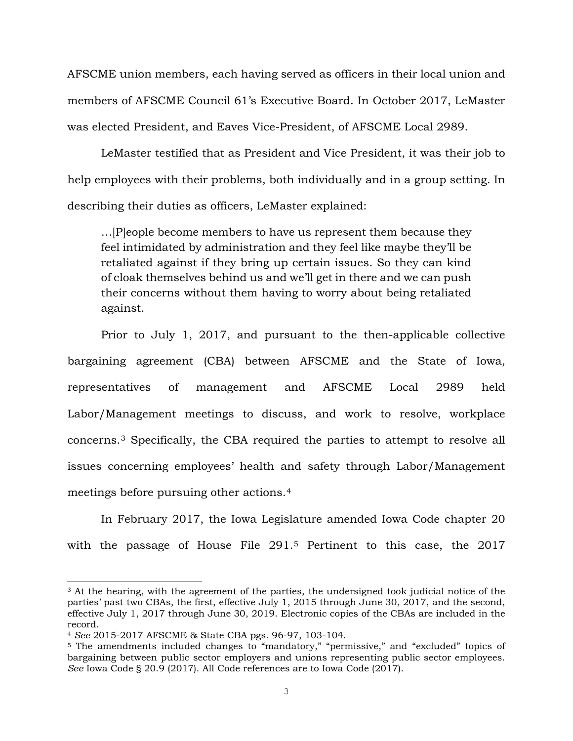AFSCME union members, each having served as officers in their local union and members of AFSCME Council 61's Executive Board. In October 2017, LeMaster was elected President, and Eaves Vice-President, of AFSCME Local 2989.

LeMaster testified that as President and Vice President, it was their job to help employees with their problems, both individually and in a group setting. In describing their duties as officers, LeMaster explained:

> …[P]eople become members to have us represent them because they feel intimidated by administration and they feel like maybe they'll be retaliated against if they bring up certain issues. So they can kind of cloak themselves behind us and we'll get in there and we can push their concerns without them having to worry about being retaliated against.

Prior to July 1, 2017, and pursuant to the then-applicable collective bargaining agreement (CBA) between AFSCME and the State of Iowa, representatives of management and AFSCME Local 2989 held Labor/Management meetings to discuss, and work to resolve, workplace concerns.[3] Specifically, the CBA required the parties to attempt to resolve all issues concerning employees' health and safety through Labor/Management meetings before pursuing other actions.[4]

In February 2017, the Iowa Legislature amended Iowa Code chapter 20 with the passage of House File 291.[5] Pertinent to this case, the 2017

---

[3] At the hearing, with the agreement of the parties, the undersigned took judicial notice of the parties' past two CBAs, the first, effective July 1, 2015 through June 30, 2017, and the second, effective July 1, 2017 through June 30, 2019. Electronic copies of the CBAs are included in the record.

[4] *See* 2015-2017 AFSCME & State CBA pgs. 96-97, 103-104.

[5] The amendments included changes to "mandatory," "permissive," and "excluded" topics of bargaining between public sector employers and unions representing public sector employees. *See* Iowa Code § 20.9 (2017). All Code references are to Iowa Code (2017).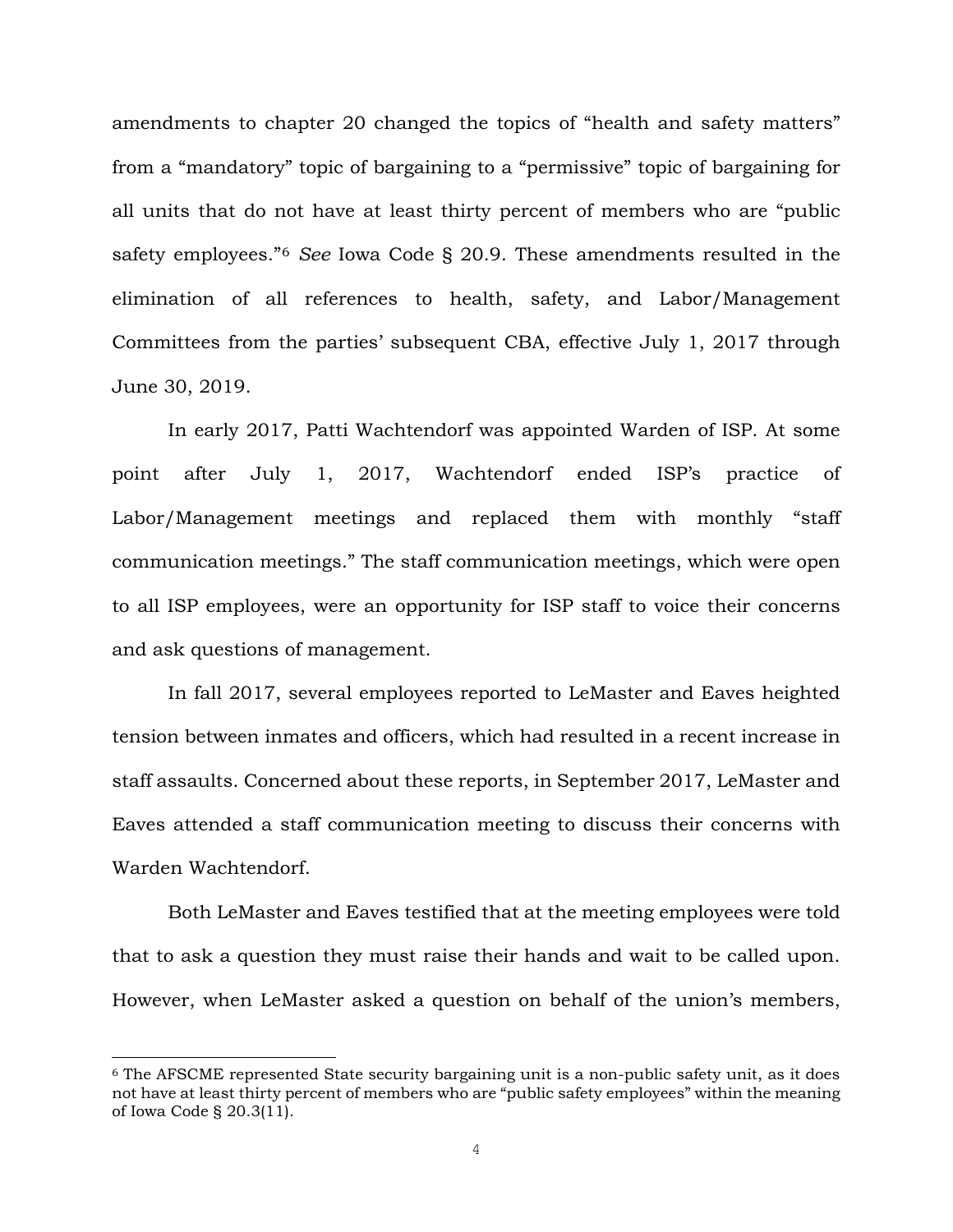amendments to chapter 20 changed the topics of "health and safety matters" from a "mandatory" topic of bargaining to a "permissive" topic of bargaining for all units that do not have at least thirty percent of members who are "public safety employees."[6] *See* Iowa Code § 20.9. These amendments resulted in the elimination of all references to health, safety, and Labor/Management Committees from the parties' subsequent CBA, effective July 1, 2017 through June 30, 2019.

In early 2017, Patti Wachtendorf was appointed Warden of ISP. At some point after July 1, 2017, Wachtendorf ended ISP's practice of Labor/Management meetings and replaced them with monthly "staff communication meetings." The staff communication meetings, which were open to all ISP employees, were an opportunity for ISP staff to voice their concerns and ask questions of management.

In fall 2017, several employees reported to LeMaster and Eaves heighted tension between inmates and officers, which had resulted in a recent increase in staff assaults. Concerned about these reports, in September 2017, LeMaster and Eaves attended a staff communication meeting to discuss their concerns with Warden Wachtendorf.

Both LeMaster and Eaves testified that at the meeting employees were told that to ask a question they must raise their hands and wait to be called upon. However, when LeMaster asked a question on behalf of the union's members,

[6] The AFSCME represented State security bargaining unit is a non-public safety unit, as it does not have at least thirty percent of members who are "public safety employees" within the meaning of Iowa Code § 20.3(11).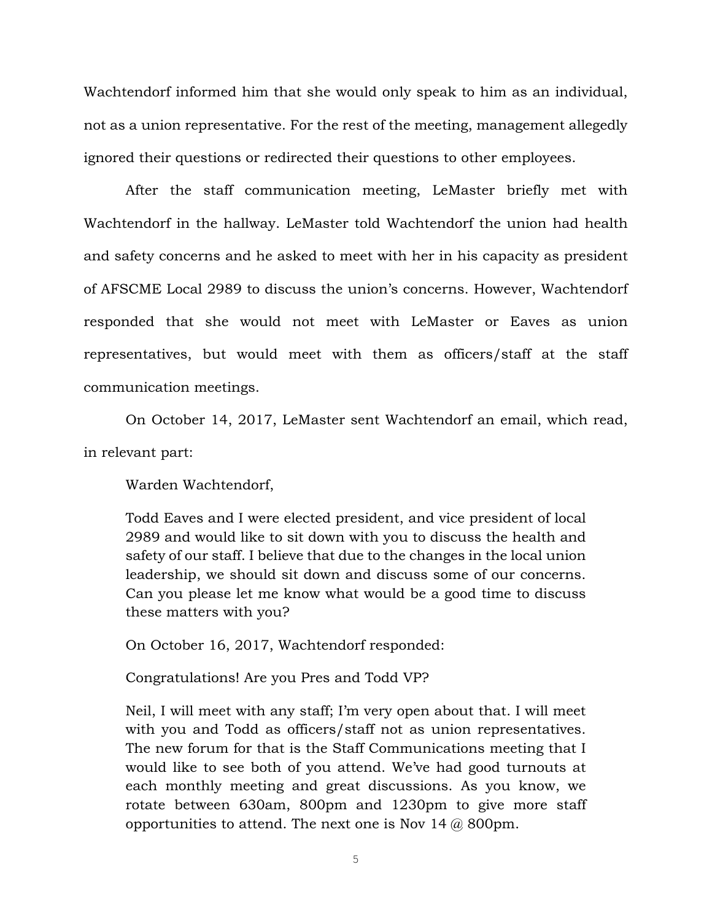Wachtendorf informed him that she would only speak to him as an individual, not as a union representative. For the rest of the meeting, management allegedly ignored their questions or redirected their questions to other employees.

After the staff communication meeting, LeMaster briefly met with Wachtendorf in the hallway. LeMaster told Wachtendorf the union had health and safety concerns and he asked to meet with her in his capacity as president of AFSCME Local 2989 to discuss the union's concerns. However, Wachtendorf responded that she would not meet with LeMaster or Eaves as union representatives, but would meet with them as officers/staff at the staff communication meetings.

On October 14, 2017, LeMaster sent Wachtendorf an email, which read, in relevant part:

> Warden Wachtendorf,
>
> Todd Eaves and I were elected president, and vice president of local 2989 and would like to sit down with you to discuss the health and safety of our staff. I believe that due to the changes in the local union leadership, we should sit down and discuss some of our concerns. Can you please let me know what would be a good time to discuss these matters with you?
>
> On October 16, 2017, Wachtendorf responded:
>
> Congratulations! Are you Pres and Todd VP?
>
> Neil, I will meet with any staff; I'm very open about that. I will meet with you and Todd as officers/staff not as union representatives. The new forum for that is the Staff Communications meeting that I would like to see both of you attend. We've had good turnouts at each monthly meeting and great discussions. As you know, we rotate between 630am, 800pm and 1230pm to give more staff opportunities to attend. The next one is Nov 14 @ 800pm.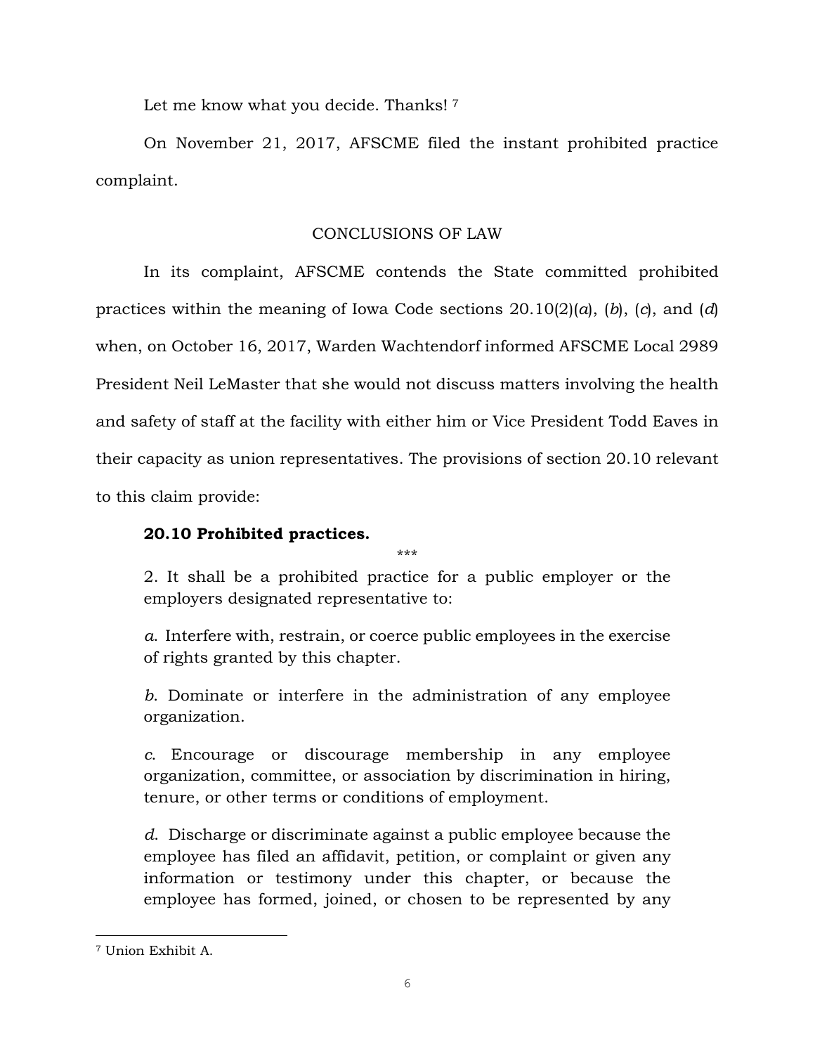Let me know what you decide. Thanks! [7]

On November 21, 2017, AFSCME filed the instant prohibited practice complaint.

## CONCLUSIONS OF LAW

In its complaint, AFSCME contends the State committed prohibited practices within the meaning of Iowa Code sections 20.10(2)(*a*), (*b*), (*c*), and (*d*) when, on October 16, 2017, Warden Wachtendorf informed AFSCME Local 2989 President Neil LeMaster that she would not discuss matters involving the health and safety of staff at the facility with either him or Vice President Todd Eaves in their capacity as union representatives. The provisions of section 20.10 relevant to this claim provide:

> **20.10 Prohibited practices.**
>
> ***
>
> 2. It shall be a prohibited practice for a public employer or the employers designated representative to:
>
> *a.* Interfere with, restrain, or coerce public employees in the exercise of rights granted by this chapter.
>
> *b.* Dominate or interfere in the administration of any employee organization.
>
> *c.* Encourage or discourage membership in any employee organization, committee, or association by discrimination in hiring, tenure, or other terms or conditions of employment.
>
> *d.* Discharge or discriminate against a public employee because the employee has filed an affidavit, petition, or complaint or given any information or testimony under this chapter, or because the employee has formed, joined, or chosen to be represented by any

[7] Union Exhibit A.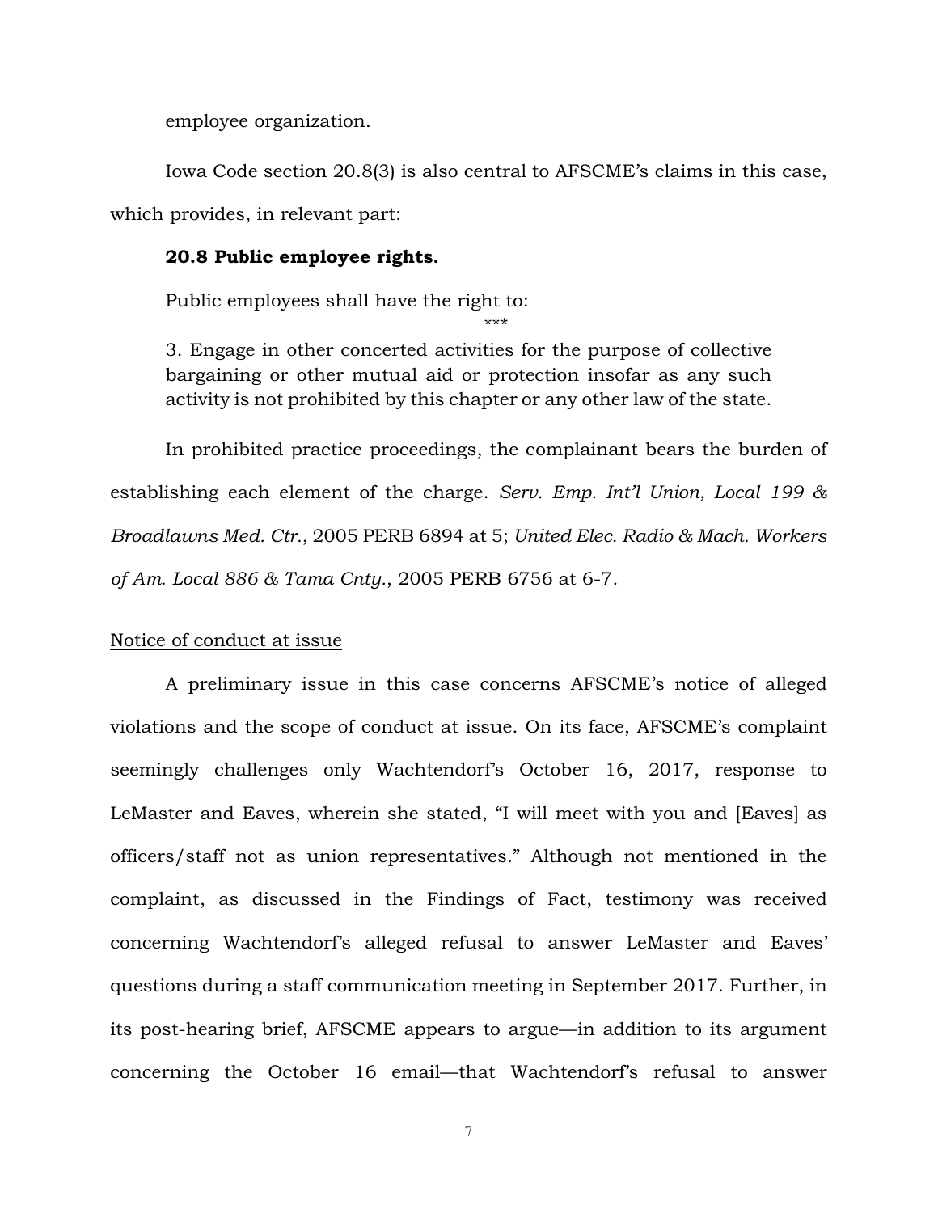employee organization.

Iowa Code section 20.8(3) is also central to AFSCME's claims in this case, which provides, in relevant part:

> **20.8 Public employee rights.**
>
> Public employees shall have the right to:
>
> \*\*\*
>
> 3. Engage in other concerted activities for the purpose of collective bargaining or other mutual aid or protection insofar as any such activity is not prohibited by this chapter or any other law of the state.

In prohibited practice proceedings, the complainant bears the burden of establishing each element of the charge. *Serv. Emp. Int'l Union, Local 199 & Broadlawns Med. Ctr.*, 2005 PERB 6894 at 5; *United Elec. Radio & Mach. Workers of Am. Local 886 & Tama Cnty.*, 2005 PERB 6756 at 6-7.

<u>Notice of conduct at issue</u>

A preliminary issue in this case concerns AFSCME's notice of alleged violations and the scope of conduct at issue. On its face, AFSCME's complaint seemingly challenges only Wachtendorf's October 16, 2017, response to LeMaster and Eaves, wherein she stated, "I will meet with you and [Eaves] as officers/staff not as union representatives." Although not mentioned in the complaint, as discussed in the Findings of Fact, testimony was received concerning Wachtendorf's alleged refusal to answer LeMaster and Eaves' questions during a staff communication meeting in September 2017. Further, in its post-hearing brief, AFSCME appears to argue—in addition to its argument concerning the October 16 email—that Wachtendorf's refusal to answer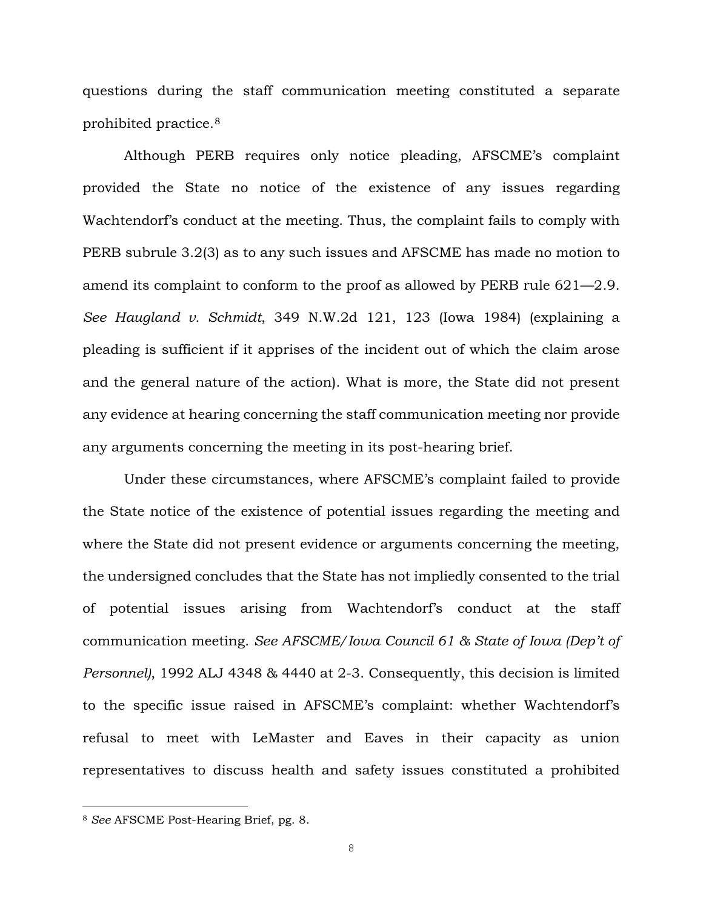questions during the staff communication meeting constituted a separate prohibited practice.[8]

Although PERB requires only notice pleading, AFSCME's complaint provided the State no notice of the existence of any issues regarding Wachtendorf's conduct at the meeting. Thus, the complaint fails to comply with PERB subrule 3.2(3) as to any such issues and AFSCME has made no motion to amend its complaint to conform to the proof as allowed by PERB rule 621—2.9. *See Haugland v. Schmidt*, 349 N.W.2d 121, 123 (Iowa 1984) (explaining a pleading is sufficient if it apprises of the incident out of which the claim arose and the general nature of the action). What is more, the State did not present any evidence at hearing concerning the staff communication meeting nor provide any arguments concerning the meeting in its post-hearing brief.

Under these circumstances, where AFSCME's complaint failed to provide the State notice of the existence of potential issues regarding the meeting and where the State did not present evidence or arguments concerning the meeting, the undersigned concludes that the State has not impliedly consented to the trial of potential issues arising from Wachtendorf's conduct at the staff communication meeting. *See AFSCME/Iowa Council 61 & State of Iowa (Dep't of Personnel)*, 1992 ALJ 4348 & 4440 at 2-3. Consequently, this decision is limited to the specific issue raised in AFSCME's complaint: whether Wachtendorf's refusal to meet with LeMaster and Eaves in their capacity as union representatives to discuss health and safety issues constituted a prohibited

[8] *See* AFSCME Post-Hearing Brief, pg. 8.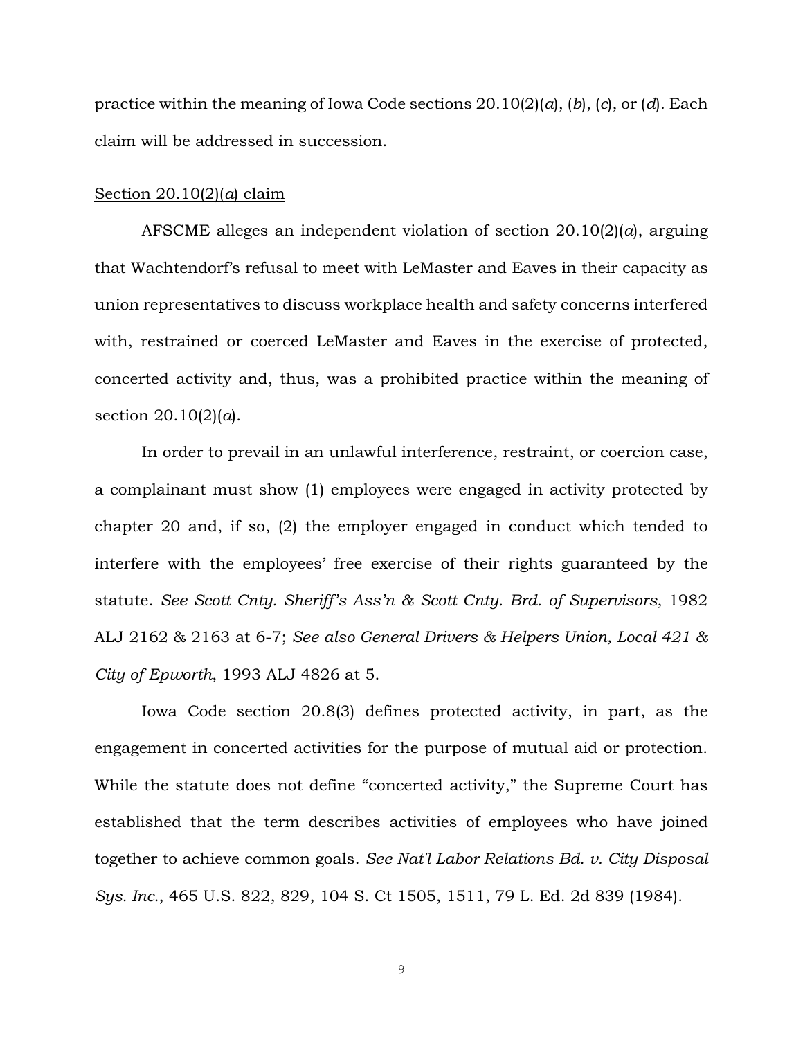practice within the meaning of Iowa Code sections 20.10(2)(*a*), (*b*), (*c*), or (*d*). Each claim will be addressed in succession.

<u>Section 20.10(2)(*a*) claim</u>

AFSCME alleges an independent violation of section 20.10(2)(*a*), arguing that Wachtendorf's refusal to meet with LeMaster and Eaves in their capacity as union representatives to discuss workplace health and safety concerns interfered with, restrained or coerced LeMaster and Eaves in the exercise of protected, concerted activity and, thus, was a prohibited practice within the meaning of section 20.10(2)(*a*).

In order to prevail in an unlawful interference, restraint, or coercion case, a complainant must show (1) employees were engaged in activity protected by chapter 20 and, if so, (2) the employer engaged in conduct which tended to interfere with the employees' free exercise of their rights guaranteed by the statute. *See Scott Cnty. Sheriff's Ass'n & Scott Cnty. Brd. of Supervisors*, 1982 ALJ 2162 & 2163 at 6-7; *See also General Drivers & Helpers Union, Local 421 & City of Epworth*, 1993 ALJ 4826 at 5.

Iowa Code section 20.8(3) defines protected activity, in part, as the engagement in concerted activities for the purpose of mutual aid or protection. While the statute does not define "concerted activity," the Supreme Court has established that the term describes activities of employees who have joined together to achieve common goals. *See Nat'l Labor Relations Bd. v. City Disposal Sys. Inc.*, 465 U.S. 822, 829, 104 S. Ct 1505, 1511, 79 L. Ed. 2d 839 (1984).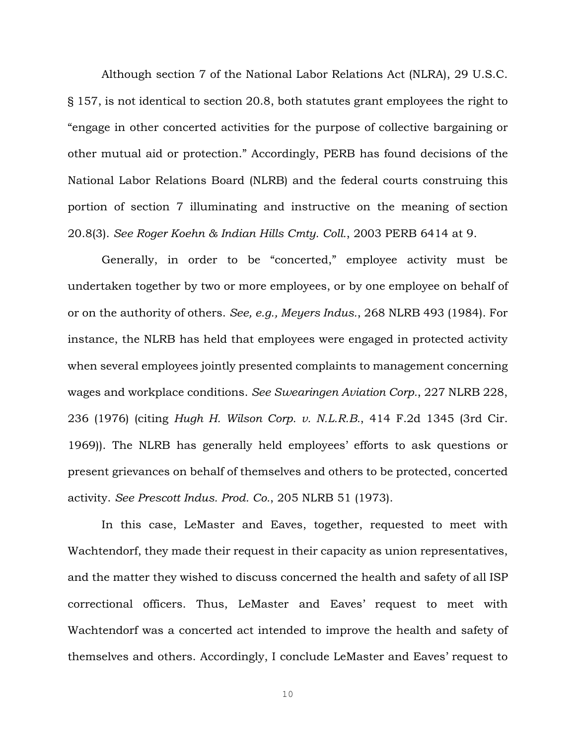Although section 7 of the National Labor Relations Act (NLRA), 29 U.S.C. § 157, is not identical to section 20.8, both statutes grant employees the right to "engage in other concerted activities for the purpose of collective bargaining or other mutual aid or protection." Accordingly, PERB has found decisions of the National Labor Relations Board (NLRB) and the federal courts construing this portion of section 7 illuminating and instructive on the meaning of section 20.8(3). *See Roger Koehn & Indian Hills Cmty. Coll.*, 2003 PERB 6414 at 9.

Generally, in order to be "concerted," employee activity must be undertaken together by two or more employees, or by one employee on behalf of or on the authority of others. *See, e.g., Meyers Indus.*, 268 NLRB 493 (1984). For instance, the NLRB has held that employees were engaged in protected activity when several employees jointly presented complaints to management concerning wages and workplace conditions. *See Swearingen Aviation Corp.*, 227 NLRB 228, 236 (1976) (citing *Hugh H. Wilson Corp. v. N.L.R.B.*, 414 F.2d 1345 (3rd Cir. 1969)). The NLRB has generally held employees' efforts to ask questions or present grievances on behalf of themselves and others to be protected, concerted activity. *See Prescott Indus. Prod. Co.*, 205 NLRB 51 (1973).

In this case, LeMaster and Eaves, together, requested to meet with Wachtendorf, they made their request in their capacity as union representatives, and the matter they wished to discuss concerned the health and safety of all ISP correctional officers. Thus, LeMaster and Eaves' request to meet with Wachtendorf was a concerted act intended to improve the health and safety of themselves and others. Accordingly, I conclude LeMaster and Eaves' request to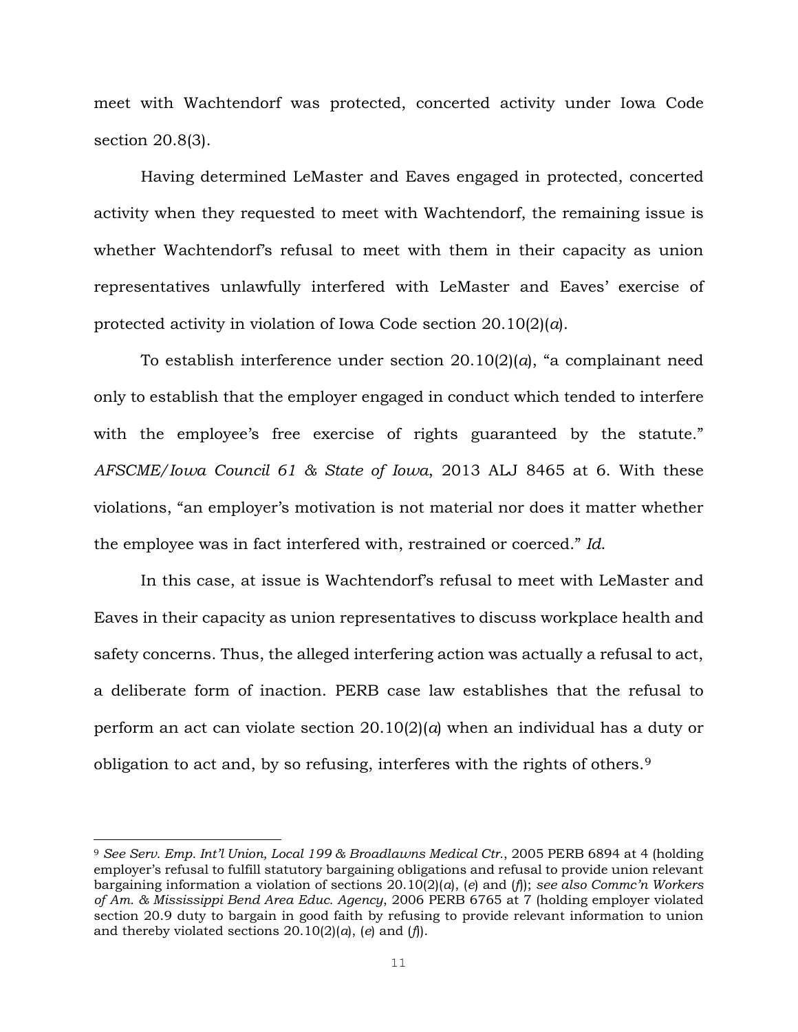meet with Wachtendorf was protected, concerted activity under Iowa Code section 20.8(3).

Having determined LeMaster and Eaves engaged in protected, concerted activity when they requested to meet with Wachtendorf, the remaining issue is whether Wachtendorf's refusal to meet with them in their capacity as union representatives unlawfully interfered with LeMaster and Eaves' exercise of protected activity in violation of Iowa Code section 20.10(2)(*a*).

To establish interference under section 20.10(2)(*a*), "a complainant need only to establish that the employer engaged in conduct which tended to interfere with the employee's free exercise of rights guaranteed by the statute." *AFSCME/Iowa Council 61 & State of Iowa*, 2013 ALJ 8465 at 6. With these violations, "an employer's motivation is not material nor does it matter whether the employee was in fact interfered with, restrained or coerced." *Id.*

In this case, at issue is Wachtendorf's refusal to meet with LeMaster and Eaves in their capacity as union representatives to discuss workplace health and safety concerns. Thus, the alleged interfering action was actually a refusal to act, a deliberate form of inaction. PERB case law establishes that the refusal to perform an act can violate section 20.10(2)(*a*) when an individual has a duty or obligation to act and, by so refusing, interferes with the rights of others.[9]

---

[9] *See Serv. Emp. Int'l Union, Local 199 & Broadlawns Medical Ctr.*, 2005 PERB 6894 at 4 (holding employer's refusal to fulfill statutory bargaining obligations and refusal to provide union relevant bargaining information a violation of sections 20.10(2)(*a*), (*e*) and (*f*)); *see also Commc'n Workers of Am. & Mississippi Bend Area Educ. Agency*, 2006 PERB 6765 at 7 (holding employer violated section 20.9 duty to bargain in good faith by refusing to provide relevant information to union and thereby violated sections 20.10(2)(*a*), (*e*) and (*f*)).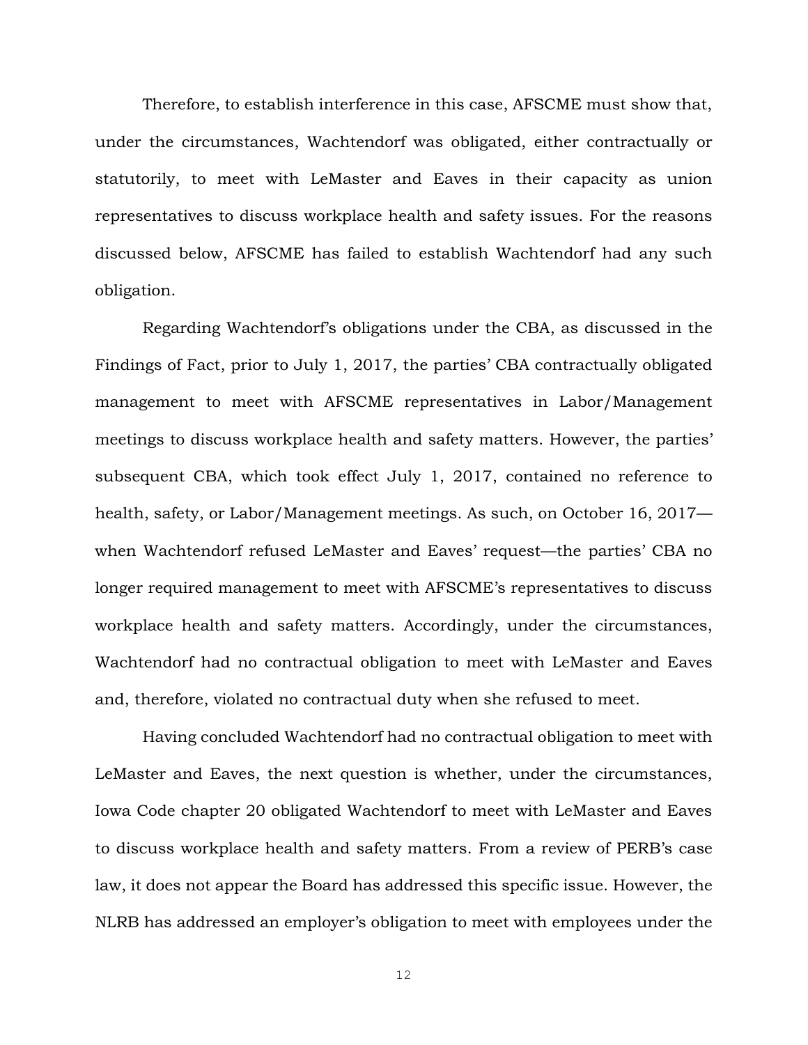Therefore, to establish interference in this case, AFSCME must show that, under the circumstances, Wachtendorf was obligated, either contractually or statutorily, to meet with LeMaster and Eaves in their capacity as union representatives to discuss workplace health and safety issues. For the reasons discussed below, AFSCME has failed to establish Wachtendorf had any such obligation.

Regarding Wachtendorf's obligations under the CBA, as discussed in the Findings of Fact, prior to July 1, 2017, the parties' CBA contractually obligated management to meet with AFSCME representatives in Labor/Management meetings to discuss workplace health and safety matters. However, the parties' subsequent CBA, which took effect July 1, 2017, contained no reference to health, safety, or Labor/Management meetings. As such, on October 16, 2017—when Wachtendorf refused LeMaster and Eaves' request—the parties' CBA no longer required management to meet with AFSCME's representatives to discuss workplace health and safety matters. Accordingly, under the circumstances, Wachtendorf had no contractual obligation to meet with LeMaster and Eaves and, therefore, violated no contractual duty when she refused to meet.

Having concluded Wachtendorf had no contractual obligation to meet with LeMaster and Eaves, the next question is whether, under the circumstances, Iowa Code chapter 20 obligated Wachtendorf to meet with LeMaster and Eaves to discuss workplace health and safety matters. From a review of PERB's case law, it does not appear the Board has addressed this specific issue. However, the NLRB has addressed an employer's obligation to meet with employees under the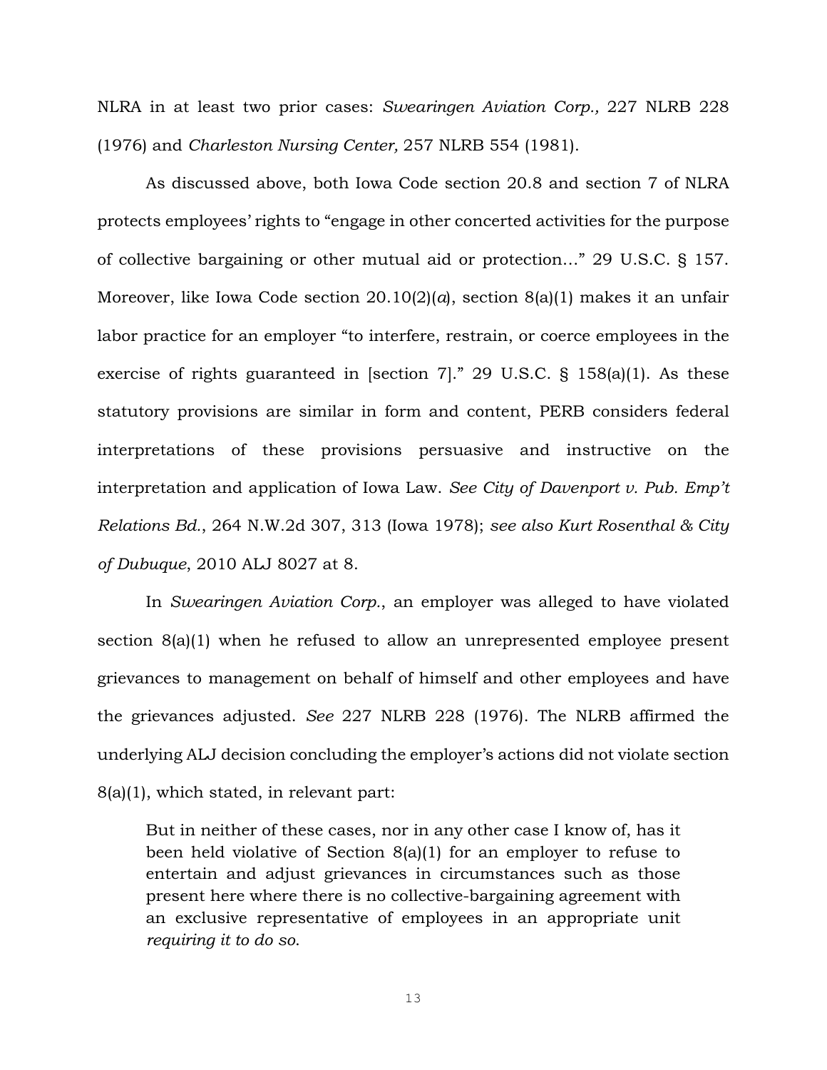NLRA in at least two prior cases: *Swearingen Aviation Corp.,* 227 NLRB 228 (1976) and *Charleston Nursing Center,* 257 NLRB 554 (1981).

As discussed above, both Iowa Code section 20.8 and section 7 of NLRA protects employees' rights to "engage in other concerted activities for the purpose of collective bargaining or other mutual aid or protection…" 29 U.S.C. § 157. Moreover, like Iowa Code section 20.10(2)(*a*), section 8(a)(1) makes it an unfair labor practice for an employer "to interfere, restrain, or coerce employees in the exercise of rights guaranteed in [section 7]." 29 U.S.C. § 158(a)(1). As these statutory provisions are similar in form and content, PERB considers federal interpretations of these provisions persuasive and instructive on the interpretation and application of Iowa Law. *See City of Davenport v. Pub. Emp't Relations Bd.*, 264 N.W.2d 307, 313 (Iowa 1978); *see also Kurt Rosenthal & City of Dubuque*, 2010 ALJ 8027 at 8.

In *Swearingen Aviation Corp.*, an employer was alleged to have violated section 8(a)(1) when he refused to allow an unrepresented employee present grievances to management on behalf of himself and other employees and have the grievances adjusted. *See* 227 NLRB 228 (1976). The NLRB affirmed the underlying ALJ decision concluding the employer's actions did not violate section 8(a)(1), which stated, in relevant part:

> But in neither of these cases, nor in any other case I know of, has it been held violative of Section 8(a)(1) for an employer to refuse to entertain and adjust grievances in circumstances such as those present here where there is no collective-bargaining agreement with an exclusive representative of employees in an appropriate unit *requiring it to do so*.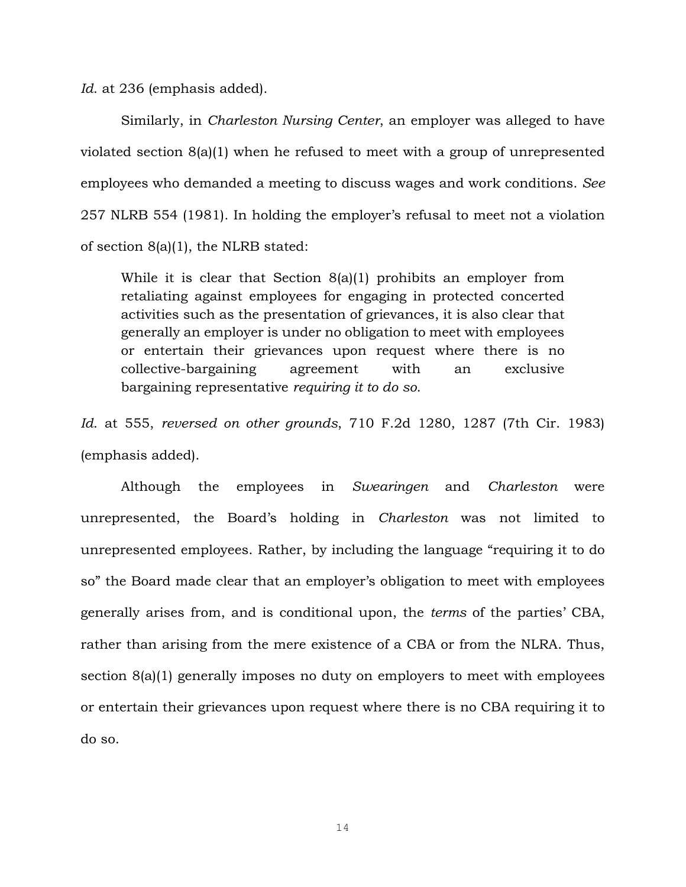*Id.* at 236 (emphasis added).

Similarly, in *Charleston Nursing Center*, an employer was alleged to have violated section 8(a)(1) when he refused to meet with a group of unrepresented employees who demanded a meeting to discuss wages and work conditions. *See* 257 NLRB 554 (1981). In holding the employer's refusal to meet not a violation of section 8(a)(1), the NLRB stated:

> While it is clear that Section 8(a)(1) prohibits an employer from retaliating against employees for engaging in protected concerted activities such as the presentation of grievances, it is also clear that generally an employer is under no obligation to meet with employees or entertain their grievances upon request where there is no collective-bargaining agreement with an exclusive bargaining representative *requiring it to do so*.

*Id.* at 555, *reversed on other grounds*, 710 F.2d 1280, 1287 (7th Cir. 1983) (emphasis added).

Although the employees in *Swearingen* and *Charleston* were unrepresented, the Board's holding in *Charleston* was not limited to unrepresented employees. Rather, by including the language "requiring it to do so" the Board made clear that an employer's obligation to meet with employees generally arises from, and is conditional upon, the *terms* of the parties' CBA, rather than arising from the mere existence of a CBA or from the NLRA. Thus, section 8(a)(1) generally imposes no duty on employers to meet with employees or entertain their grievances upon request where there is no CBA requiring it to do so.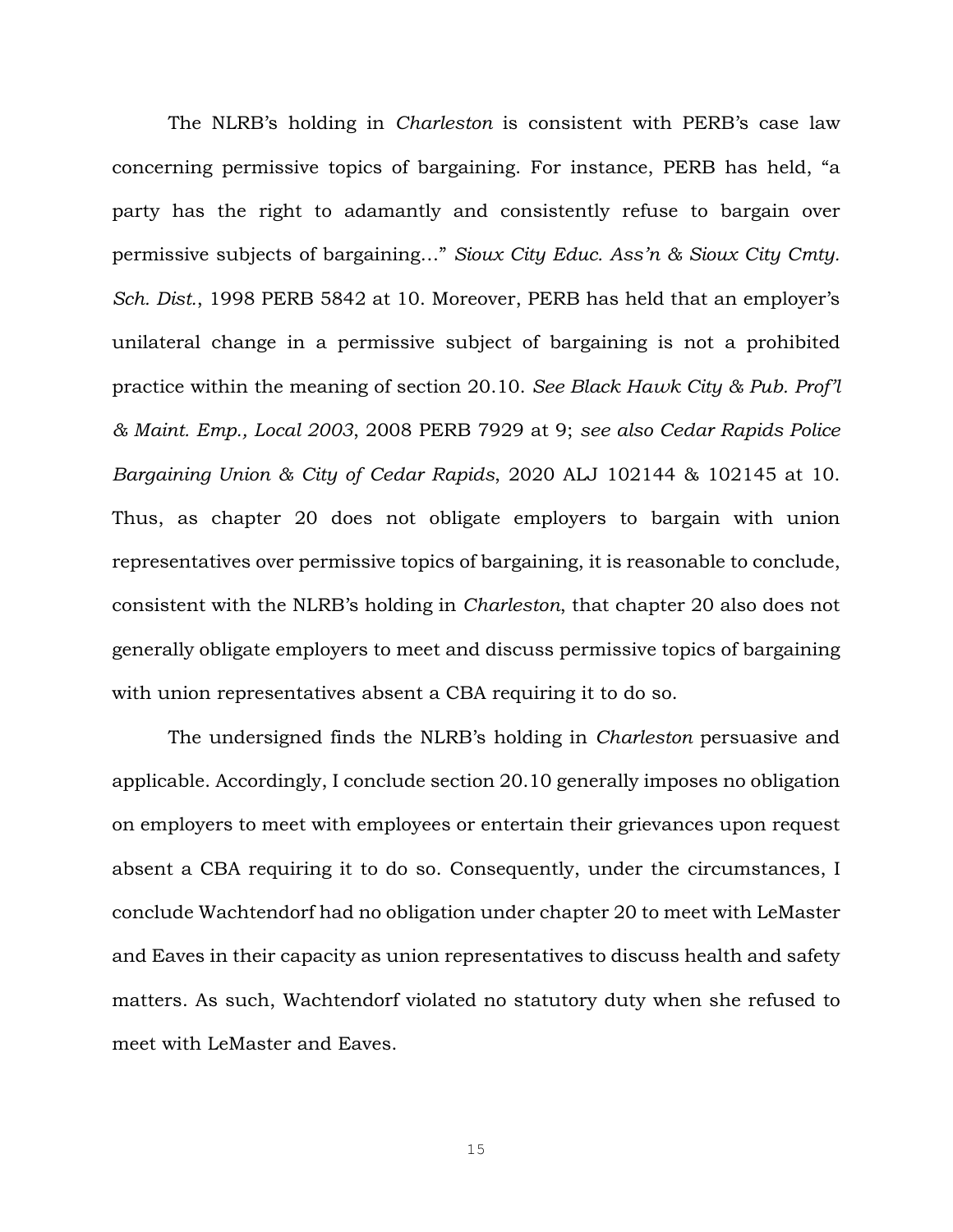The NLRB's holding in *Charleston* is consistent with PERB's case law concerning permissive topics of bargaining. For instance, PERB has held, "a party has the right to adamantly and consistently refuse to bargain over permissive subjects of bargaining…" *Sioux City Educ. Ass'n & Sioux City Cmty. Sch. Dist.*, 1998 PERB 5842 at 10. Moreover, PERB has held that an employer's unilateral change in a permissive subject of bargaining is not a prohibited practice within the meaning of section 20.10. *See Black Hawk City & Pub. Prof'l & Maint. Emp., Local 2003*, 2008 PERB 7929 at 9; *see also Cedar Rapids Police Bargaining Union & City of Cedar Rapids*, 2020 ALJ 102144 & 102145 at 10. Thus, as chapter 20 does not obligate employers to bargain with union representatives over permissive topics of bargaining, it is reasonable to conclude, consistent with the NLRB's holding in *Charleston*, that chapter 20 also does not generally obligate employers to meet and discuss permissive topics of bargaining with union representatives absent a CBA requiring it to do so.

The undersigned finds the NLRB's holding in *Charleston* persuasive and applicable. Accordingly, I conclude section 20.10 generally imposes no obligation on employers to meet with employees or entertain their grievances upon request absent a CBA requiring it to do so. Consequently, under the circumstances, I conclude Wachtendorf had no obligation under chapter 20 to meet with LeMaster and Eaves in their capacity as union representatives to discuss health and safety matters. As such, Wachtendorf violated no statutory duty when she refused to meet with LeMaster and Eaves.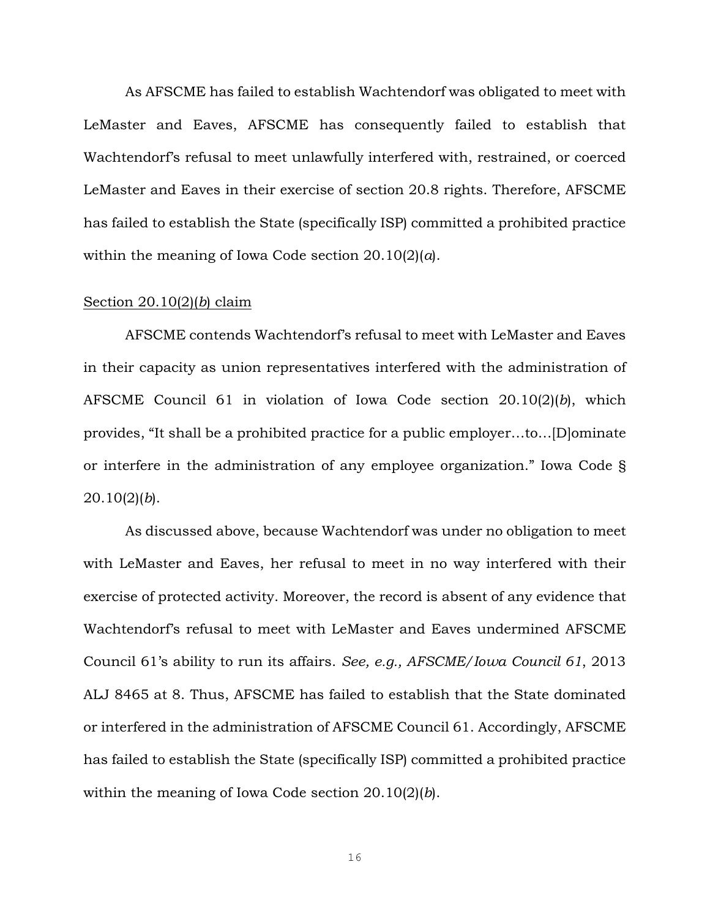As AFSCME has failed to establish Wachtendorf was obligated to meet with LeMaster and Eaves, AFSCME has consequently failed to establish that Wachtendorf's refusal to meet unlawfully interfered with, restrained, or coerced LeMaster and Eaves in their exercise of section 20.8 rights. Therefore, AFSCME has failed to establish the State (specifically ISP) committed a prohibited practice within the meaning of Iowa Code section 20.10(2)(*a*).

Section 20.10(2)(*b*) claim

AFSCME contends Wachtendorf's refusal to meet with LeMaster and Eaves in their capacity as union representatives interfered with the administration of AFSCME Council 61 in violation of Iowa Code section 20.10(2)(*b*), which provides, "It shall be a prohibited practice for a public employer…to…[D]ominate or interfere in the administration of any employee organization." Iowa Code § 20.10(2)(*b*).

As discussed above, because Wachtendorf was under no obligation to meet with LeMaster and Eaves, her refusal to meet in no way interfered with their exercise of protected activity. Moreover, the record is absent of any evidence that Wachtendorf's refusal to meet with LeMaster and Eaves undermined AFSCME Council 61's ability to run its affairs. *See, e.g., AFSCME/Iowa Council 61*, 2013 ALJ 8465 at 8. Thus, AFSCME has failed to establish that the State dominated or interfered in the administration of AFSCME Council 61. Accordingly, AFSCME has failed to establish the State (specifically ISP) committed a prohibited practice within the meaning of Iowa Code section 20.10(2)(*b*).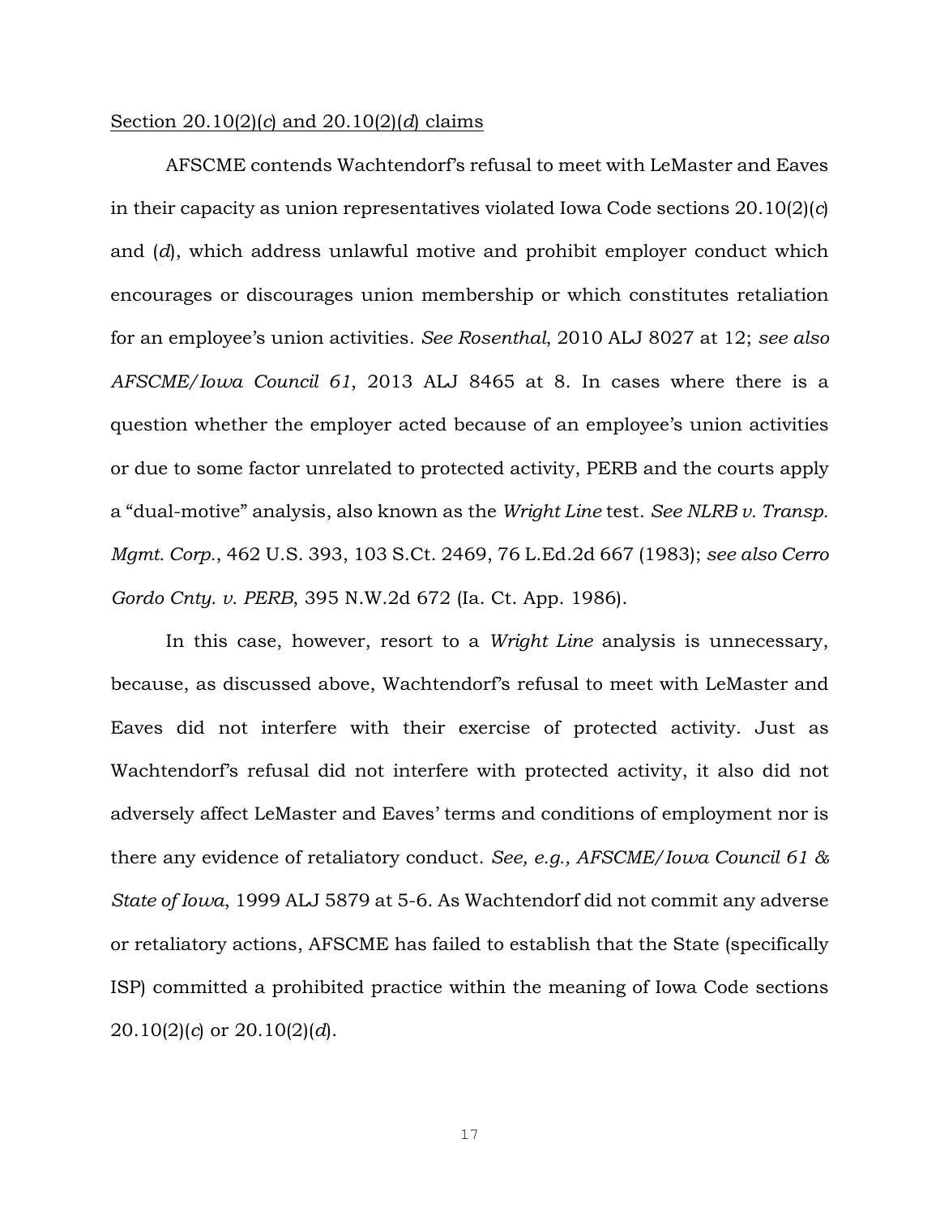<u>Section 20.10(2)(*c*) and 20.10(2)(*d*) claims</u>

AFSCME contends Wachtendorf's refusal to meet with LeMaster and Eaves in their capacity as union representatives violated Iowa Code sections 20.10(2)(*c*) and (*d*), which address unlawful motive and prohibit employer conduct which encourages or discourages union membership or which constitutes retaliation for an employee's union activities. *See Rosenthal*, 2010 ALJ 8027 at 12; *see also AFSCME/Iowa Council 61*, 2013 ALJ 8465 at 8. In cases where there is a question whether the employer acted because of an employee's union activities or due to some factor unrelated to protected activity, PERB and the courts apply a "dual-motive" analysis, also known as the *Wright Line* test. *See NLRB v. Transp. Mgmt. Corp.*, 462 U.S. 393, 103 S.Ct. 2469, 76 L.Ed.2d 667 (1983); *see also Cerro Gordo Cnty. v. PERB*, 395 N.W.2d 672 (Ia. Ct. App. 1986).

In this case, however, resort to a *Wright Line* analysis is unnecessary, because, as discussed above, Wachtendorf's refusal to meet with LeMaster and Eaves did not interfere with their exercise of protected activity. Just as Wachtendorf's refusal did not interfere with protected activity, it also did not adversely affect LeMaster and Eaves' terms and conditions of employment nor is there any evidence of retaliatory conduct. *See, e.g., AFSCME/Iowa Council 61 & State of Iowa*, 1999 ALJ 5879 at 5-6. As Wachtendorf did not commit any adverse or retaliatory actions, AFSCME has failed to establish that the State (specifically ISP) committed a prohibited practice within the meaning of Iowa Code sections 20.10(2)(*c*) or 20.10(2)(*d*).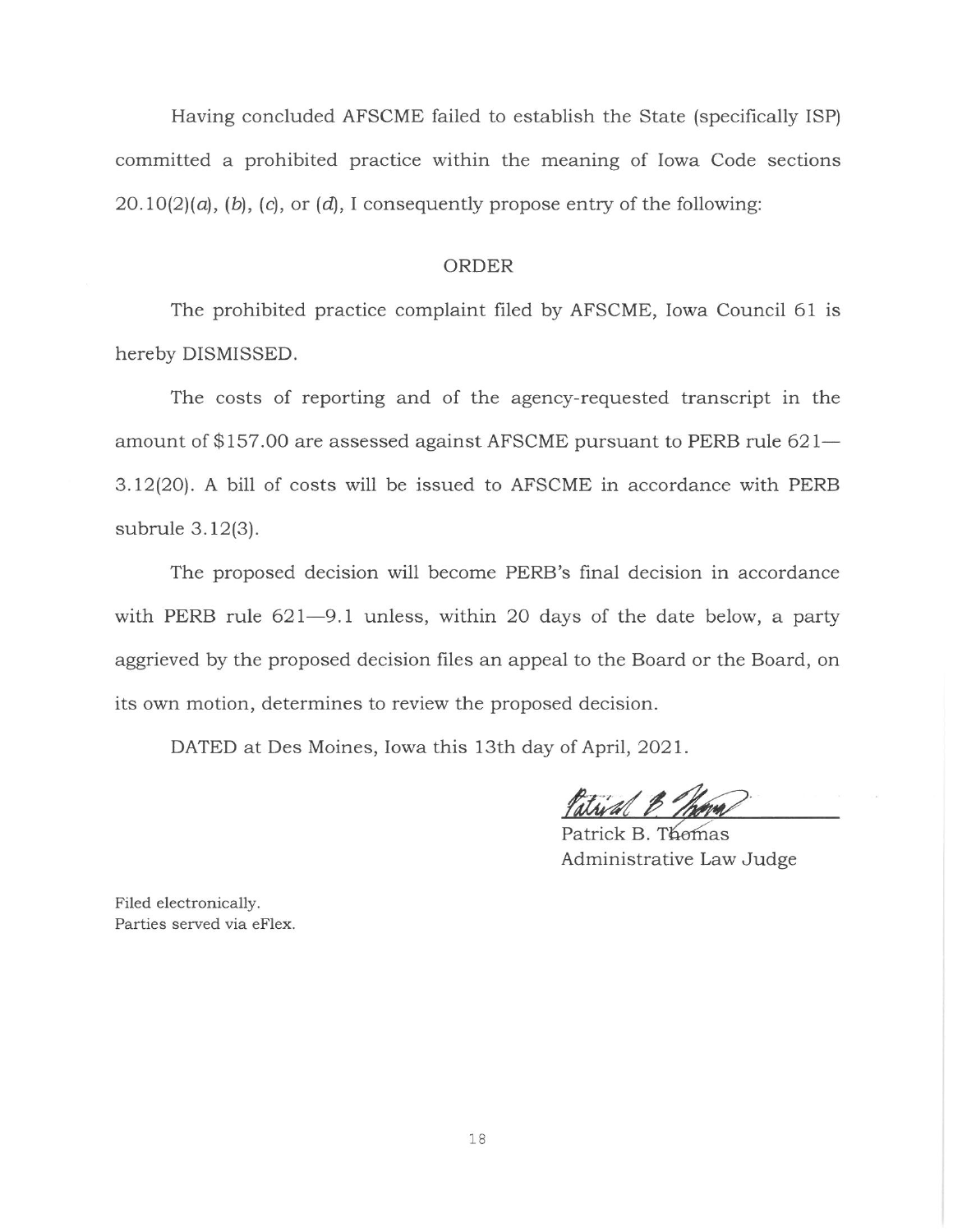Having concluded AFSCME failed to establish the State (specifically ISP) committed a prohibited practice within the meaning of Iowa Code sections 20.10(2)(*a*), (*b*), (*c*), or (*d*), I consequently propose entry of the following:

## ORDER

The prohibited practice complaint filed by AFSCME, Iowa Council 61 is hereby DISMISSED.

The costs of reporting and of the agency-requested transcript in the amount of $157.00 are assessed against AFSCME pursuant to PERB rule 621—3.12(20). A bill of costs will be issued to AFSCME in accordance with PERB subrule 3.12(3).

The proposed decision will become PERB's final decision in accordance with PERB rule 621—9.1 unless, within 20 days of the date below, a party aggrieved by the proposed decision files an appeal to the Board or the Board, on its own motion, determines to review the proposed decision.

DATED at Des Moines, Iowa this 13th day of April, 2021.

Patrick B. Thomas
Administrative Law Judge

Filed electronically.
Parties served via eFlex.